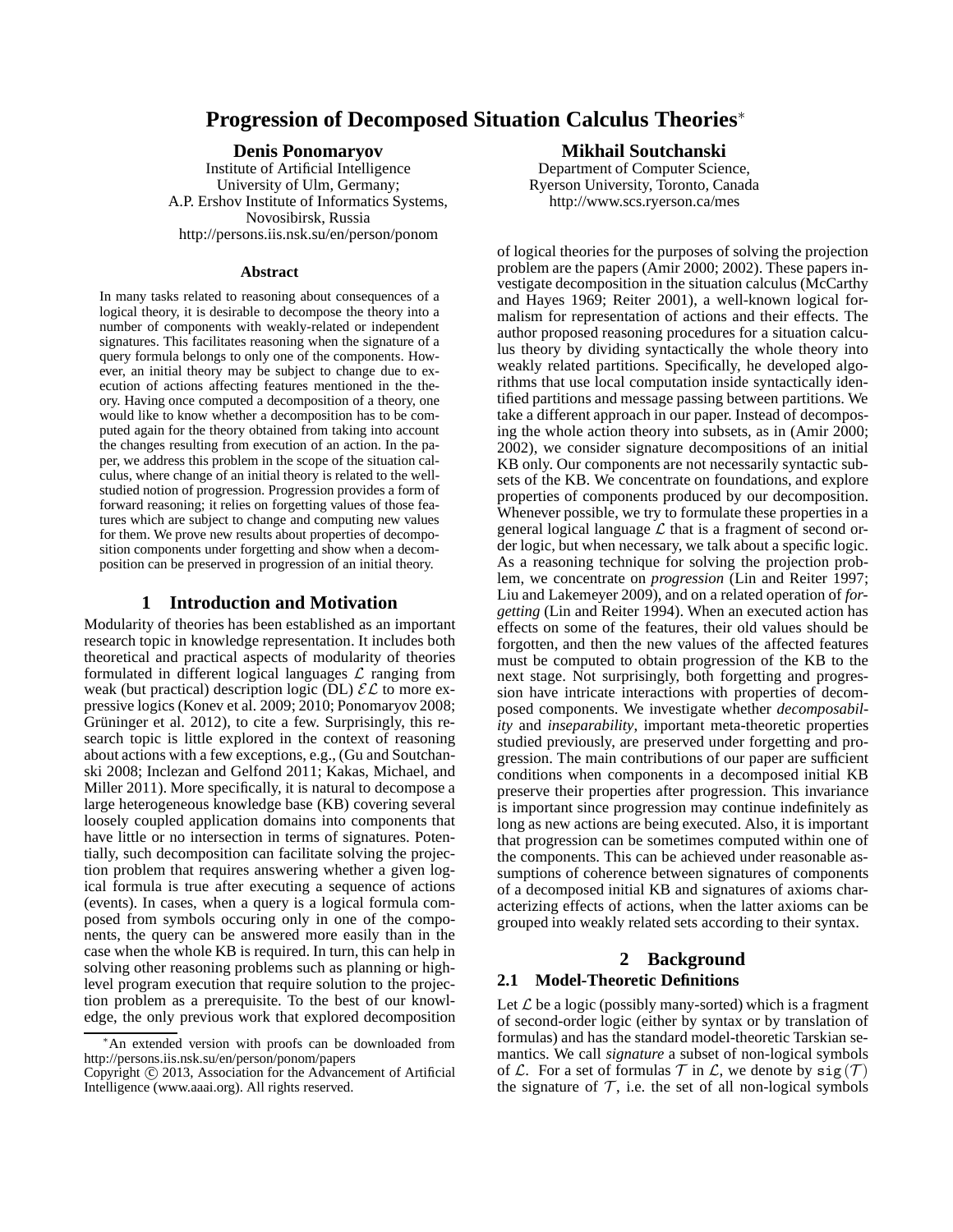# Progression of Decomposed Situation Calculus Theories*

**Denis Ponomaryov**
Institute of Artificial Intelligence
University of Ulm, Germany;
A.P. Ershov Institute of Informatics Systems,
Novosibirsk, Russia
http://persons.iis.nsk.su/en/person/ponom

**Mikhail Soutchanski**
Department of Computer Science,
Ryerson University, Toronto, Canada
http://www.scs.ryerson.ca/mes

### Abstract

In many tasks related to reasoning about consequences of a logical theory, it is desirable to decompose the theory into a number of components with weakly-related or independent signatures. This facilitates reasoning when the signature of a query formula belongs to only one of the components. However, an initial theory may be subject to change due to execution of actions affecting features mentioned in the theory. Having once computed a decomposition of a theory, one would like to know whether a decomposition has to be computed again for the theory obtained from taking into account the changes resulting from execution of an action. In the paper, we address this problem in the scope of the situation calculus, where change of an initial theory is related to the well-studied notion of progression. Progression provides a form of forward reasoning; it relies on forgetting values of those features which are subject to change and computing new values for them. We prove new results about properties of decomposition components under forgetting and show when a decomposition can be preserved in progression of an initial theory.

## 1 Introduction and Motivation

Modularity of theories has been established as an important research topic in knowledge representation. It includes both theoretical and practical aspects of modularity of theories formulated in different logical languages $\mathcal{L}$ ranging from weak (but practical) description logic (DL) $\mathcal{EL}$ to more expressive logics (Konev et al. 2009; 2010; Ponomaryov 2008; Grüninger et al. 2012), to cite a few. Surprisingly, this research topic is little explored in the context of reasoning about actions with a few exceptions, e.g., (Gu and Soutchanski 2008; Inclezan and Gelfond 2011; Kakas, Michael, and Miller 2011). More specifically, it is natural to decompose a large heterogeneous knowledge base (KB) covering several loosely coupled application domains into components that have little or no intersection in terms of signatures. Potentially, such decomposition can facilitate solving the projection problem that requires answering whether a given logical formula is true after executing a sequence of actions (events). In cases, when a query is a logical formula composed from symbols occuring only in one of the components, the query can be answered more easily than in the case when the whole KB is required. In turn, this can help in solving other reasoning problems such as planning or high-level program execution that require solution to the projection problem as a prerequisite. To the best of our knowledge, the only previous work that explored decomposition of logical theories for the purposes of solving the projection problem are the papers (Amir 2000; 2002). These papers investigate decomposition in the situation calculus (McCarthy and Hayes 1969; Reiter 2001), a well-known logical formalism for representation of actions and their effects. The author proposed reasoning procedures for a situation calculus theory by dividing syntactically the whole theory into weakly related partitions. Specifically, he developed algorithms that use local computation inside syntactically identified partitions and message passing between partitions. We take a different approach in our paper. Instead of decomposing the whole action theory into subsets, as in (Amir 2000; 2002), we consider signature decompositions of an initial KB only. Our components are not necessarily syntactic subsets of the KB. We concentrate on foundations, and explore properties of components produced by our decomposition. Whenever possible, we try to formulate these properties in a general logical language $\mathcal{L}$ that is a fragment of second order logic, but when necessary, we talk about a specific logic. As a reasoning technique for solving the projection problem, we concentrate on *progression* (Lin and Reiter 1997; Liu and Lakemeyer 2009), and on a related operation of *forgetting* (Lin and Reiter 1994). When an executed action has effects on some of the features, their old values should be forgotten, and then the new values of the affected features must be computed to obtain progression of the KB to the next stage. Not surprisingly, both forgetting and progression have intricate interactions with properties of decomposed components. We investigate whether *decomposability* and *inseparability*, important meta-theoretic properties studied previously, are preserved under forgetting and progression. The main contributions of our paper are sufficient conditions when components in a decomposed initial KB preserve their properties after progression. This invariance is important since progression may continue indefinitely as long as new actions are being executed. Also, it is important that progression can be sometimes computed within one of the components. This can be achieved under reasonable assumptions of coherence between signatures of components of a decomposed initial KB and signatures of axioms characterizing effects of actions, when the latter axioms can be grouped into weakly related sets according to their syntax.

## 2 Background

### 2.1 Model-Theoretic Definitions

Let $\mathcal{L}$ be a logic (possibly many-sorted) which is a fragment of second-order logic (either by syntax or by translation of formulas) and has the standard model-theoretic Tarskian semantics. We call *signature* a subset of non-logical symbols of $\mathcal{L}$. For a set of formulas $\mathcal{T}$ in $\mathcal{L}$, we denote by $\mathtt{sig}(\mathcal{T})$ the signature of $\mathcal{T}$, i.e. the set of all non-logical symbols

*An extended version with proofs can be downloaded from http://persons.iis.nsk.su/en/person/ponom/papers
Copyright © 2013, Association for the Advancement of Artificial Intelligence (www.aaai.org). All rights reserved.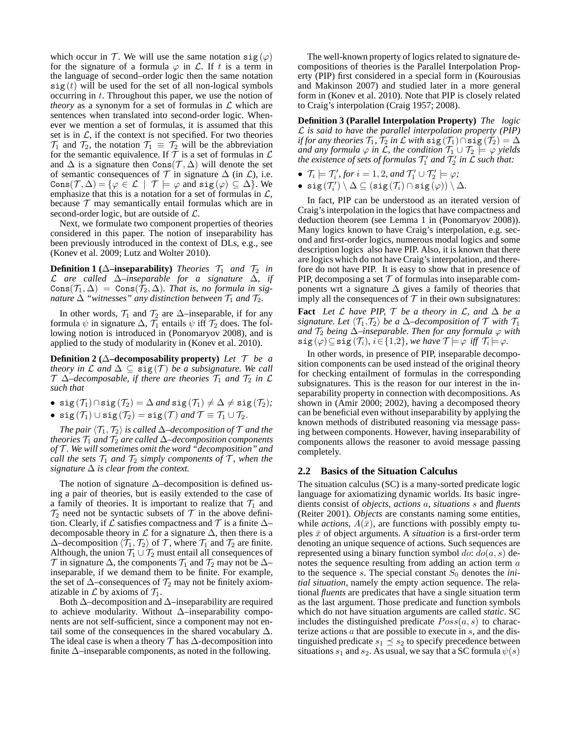which occur in $\mathcal{T}$. We will use the same notation $\mathtt{sig}(\varphi)$ for the signature of a formula $\varphi$ in $\mathcal{L}$. If $t$ is a term in the language of second–order logic then the same notation $\mathtt{sig}(t)$ will be used for the set of all non-logical symbols occurring in $t$. Throughout this paper, we use the notion of *theory* as a synonym for a set of formulas in $\mathcal{L}$ which are sentences when translated into second-order logic. Whenever we mention a set of formulas, it is assumed that this set is in $\mathcal{L}$, if the context is not specified. For two theories $\mathcal{T}_1$ and $\mathcal{T}_2$, the notation $\mathcal{T}_1 \equiv \mathcal{T}_2$ will be the abbreviation for the semantic equivalence. If $\mathcal{T}$ is a set of formulas in $\mathcal{L}$ and $\Delta$ is a signature then $\mathtt{Cons}(\mathcal{T}, \Delta)$ will denote the set of semantic consequences of $\mathcal{T}$ in signature $\Delta$ (in $\mathcal{L}$), i.e. $\mathtt{Cons}(\mathcal{T}, \Delta) = \{\varphi \in \mathcal{L} \mid \mathcal{T} \models \varphi \text{ and } \mathtt{sig}(\varphi) \subseteq \Delta\}$. We emphasize that this is a notation for a set of formulas in $\mathcal{L}$, because $\mathcal{T}$ may semantically entail formulas which are in second-order logic, but are outside of $\mathcal{L}$.

Next, we formulate two component properties of theories considered in this paper. The notion of inseparability has been previously introduced in the context of DLs, e.g., see (Konev et al. 2009; Lutz and Wolter 2010).

**Definition 1 ($\Delta$–inseparability)** *Theories $\mathcal{T}_1$ and $\mathcal{T}_2$ in $\mathcal{L}$ are called $\Delta$–inseparable for a signature $\Delta$, if $\mathtt{Cons}(\mathcal{T}_1, \Delta) = \mathtt{Cons}(\mathcal{T}_2, \Delta)$. That is, no formula in signature $\Delta$ "witnesses" any distinction between $\mathcal{T}_1$ and $\mathcal{T}_2$.*

In other words, $\mathcal{T}_1$ and $\mathcal{T}_2$ are $\Delta$–inseparable, if for any formula $\psi$ in signature $\Delta$, $\mathcal{T}_1$ entails $\psi$ iff $\mathcal{T}_2$ does. The following notion is introduced in (Ponomaryov 2008), and is applied to the study of modularity in (Konev et al. 2010).

**Definition 2 ($\Delta$–decomposability property)** *Let $\mathcal{T}$ be a theory in $\mathcal{L}$ and $\Delta \subseteq \mathtt{sig}(\mathcal{T})$ be a subsignature. We call $\mathcal{T}$ $\Delta$–decomposable, if there are theories $\mathcal{T}_1$ and $\mathcal{T}_2$ in $\mathcal{L}$ such that*

- $\mathtt{sig}(\mathcal{T}_1) \cap \mathtt{sig}(\mathcal{T}_2) = \Delta$ *and* $\mathtt{sig}(\mathcal{T}_1) \neq \Delta \neq \mathtt{sig}(\mathcal{T}_2)$*;*
- $\mathtt{sig}(\mathcal{T}_1) \cup \mathtt{sig}(\mathcal{T}_2) = \mathtt{sig}(\mathcal{T})$ *and* $\mathcal{T} \equiv \mathcal{T}_1 \cup \mathcal{T}_2$*.*

*The pair $\langle \mathcal{T}_1, \mathcal{T}_2 \rangle$ is called $\Delta$–decomposition of $\mathcal{T}$ and the theories $\mathcal{T}_1$ and $\mathcal{T}_2$ are called $\Delta$–decomposition components of $\mathcal{T}$. We will sometimes omit the word "decomposition" and call the sets $\mathcal{T}_1$ and $\mathcal{T}_2$ simply components of $\mathcal{T}$, when the signature $\Delta$ is clear from the context.*

The notion of signature $\Delta$–decomposition is defined using a pair of theories, but is easily extended to the case of a family of theories. It is important to realize that $\mathcal{T}_1$ and $\mathcal{T}_2$ need not be syntactic subsets of $\mathcal{T}$ in the above definition. Clearly, if $\mathcal{L}$ satisfies compactness and $\mathcal{T}$ is a finite $\Delta$–decomposable theory in $\mathcal{L}$ for a signature $\Delta$, then there is a $\Delta$–decomposition $\langle \mathcal{T}_1, \mathcal{T}_2 \rangle$ of $\mathcal{T}$, where $\mathcal{T}_1$ and $\mathcal{T}_2$ are finite. Although, the union $\mathcal{T}_1 \cup \mathcal{T}_2$ must entail all consequences of $\mathcal{T}$ in signature $\Delta$, the components $\mathcal{T}_1$ and $\mathcal{T}_2$ may not be $\Delta$–inseparable, if we demand them to be finite. For example, the set of $\Delta$–consequences of $\mathcal{T}_2$ may not be finitely axiomatizable in $\mathcal{L}$ by axioms of $\mathcal{T}_1$.

Both $\Delta$–decomposition and $\Delta$–inseparability are required to achieve modularity. Without $\Delta$–inseparability components are not self-sufficient, since a component may not entail some of the consequences in the shared vocabulary $\Delta$. The ideal case is when a theory $\mathcal{T}$ has $\Delta$-decomposition into finite $\Delta$–inseparable components, as noted in the following.

The well-known property of logics related to signature decompositions of theories is the Parallel Interpolation Property (PIP) first considered in a special form in (Kourousias and Makinson 2007) and studied later in a more general form in (Konev et al. 2010). Note that PIP is closely related to Craig's interpolation (Craig 1957; 2008).

**Definition 3 (Parallel Interpolation Property)** *The logic $\mathcal{L}$ is said to have the parallel interpolation property (PIP) if for any theories $\mathcal{T}_1, \mathcal{T}_2$ in $\mathcal{L}$ with $\mathtt{sig}(\mathcal{T}_1) \cap \mathtt{sig}(\mathcal{T}_2) = \Delta$ and any formula $\varphi$ in $\mathcal{L}$, the condition $\mathcal{T}_1 \cup \mathcal{T}_2 \models \varphi$ yields the existence of sets of formulas $\mathcal{T}_1'$ and $\mathcal{T}_2'$ in $\mathcal{L}$ such that:*

- $\mathcal{T}_i \models \mathcal{T}_i'$, *for* $i = 1, 2$, *and* $\mathcal{T}_1' \cup \mathcal{T}_2' \models \varphi$*;*
- $\mathtt{sig}(\mathcal{T}_i') \setminus \Delta \subseteq (\mathtt{sig}(\mathcal{T}_i) \cap \mathtt{sig}(\varphi)) \setminus \Delta$.

In fact, PIP can be understood as an iterated version of Craig's interpolation in the logics that have compactness and deduction theorem (see Lemma 1 in (Ponomaryov 2008)). Many logics known to have Craig's interpolation, e.g. second and first-order logics, numerous modal logics and some description logics also have PIP. Also, it is known that there are logics which do not have Craig's interpolation, and therefore do not have PIP. It is easy to show that in presence of PIP, decomposing a set $\mathcal{T}$ of formulas into inseparable components wrt a signature $\Delta$ gives a family of theories that imply all the consequences of $\mathcal{T}$ in their own subsignatures:

**Fact** *Let $\mathcal{L}$ have PIP, $\mathcal{T}$ be a theory in $\mathcal{L}$, and $\Delta$ be a signature. Let $\langle \mathcal{T}_1, \mathcal{T}_2 \rangle$ be a $\Delta$–decomposition of $\mathcal{T}$ with $\mathcal{T}_1$ and $\mathcal{T}_2$ being $\Delta$–inseparable. Then for any formula $\varphi$ with $\mathtt{sig}(\varphi) \subseteq \mathtt{sig}(\mathcal{T}_i)$, $i \in \{1,2\}$, we have $\mathcal{T} \models \varphi$ iff $\mathcal{T}_i \models \varphi$.*

In other words, in presence of PIP, inseparable decomposition components can be used instead of the original theory for checking entailment of formulas in the corresponding subsignatures. This is the reason for our interest in the inseparability property in connection with decompositions. As shown in (Amir 2000; 2002), having a decomposed theory can be beneficial even without inseparability by applying the known methods of distributed reasoning via message passing between components. However, having inseparability of components allows the reasoner to avoid message passing completely.

### 2.2 Basics of the Situation Calculus

The situation calculus (SC) is a many-sorted predicate logic language for axiomatizing dynamic worlds. Its basic ingredients consist of *objects*, *actions* $a$, *situations* $s$ and *fluents* (Reiter 2001). *Objects* are constants naming some entities, while *actions*, $A(\bar{x})$, are functions with possibly empty tuples $\bar{x}$ of object arguments. A *situation* is a first-order term denoting an unique sequence of actions. Such sequences are represented using a binary function symbol $do$: $do(a, s)$ denotes the sequence resulting from adding an action term $a$ to the sequence $s$. The special constant $S_0$ denotes the *initial situation*, namely the empty action sequence. The relational *fluents* are predicates that have a single situation term as the last argument. Those predicate and function symbols which do not have situation arguments are called *static*. SC includes the distinguished predicate $Poss(a, s)$ to characterize actions $a$ that are possible to execute in $s$, and the distinguished predicate $s_1 \preceq s_2$ to specify precedence between situations $s_1$ and $s_2$. As usual, we say that a SC formula $\psi(s)$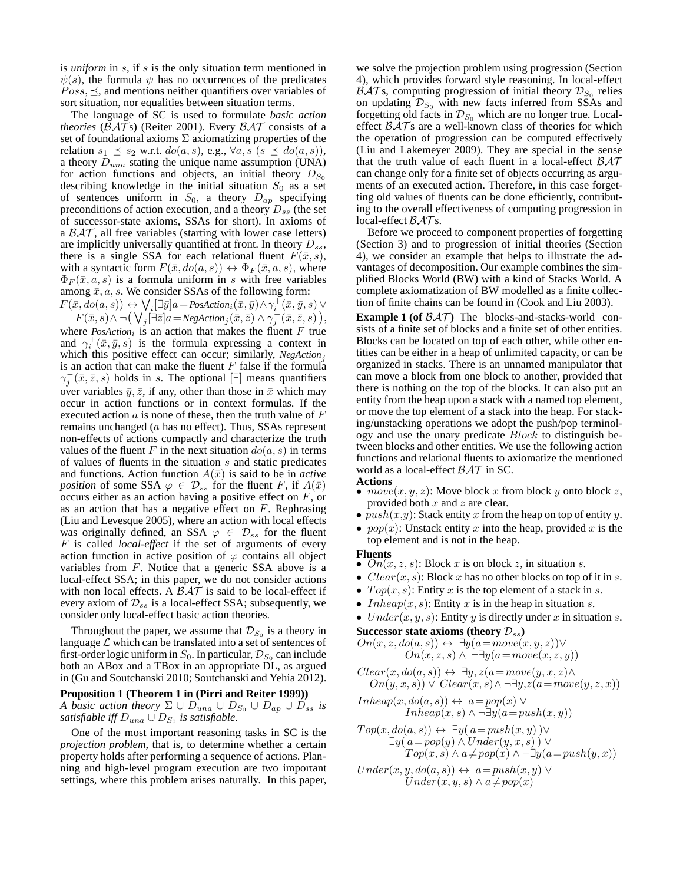is *uniform* in $s$, if $s$ is the only situation term mentioned in $\psi(s)$, the formula $\psi$ has no occurrences of the predicates $Poss, \preceq$, and mentions neither quantifiers over variables of sort situation, nor equalities between situation terms.

The language of SC is used to formulate *basic action theories* ($\mathcal{BAT}$s) (Reiter 2001). Every $\mathcal{BAT}$ consists of a set of foundational axioms $\Sigma$ axiomatizing properties of the relation $s_1 \preceq s_2$ w.r.t. $do(a, s)$, e.g., $\forall a, s\ (s \preceq do(a, s))$, a theory $D_{una}$ stating the unique name assumption (UNA) for action functions and objects, an initial theory $D_{S_0}$ describing knowledge in the initial situation $S_0$ as a set of sentences uniform in $S_0$, a theory $D_{ap}$ specifying preconditions of action execution, and a theory $D_{ss}$ (the set of successor-state axioms, SSAs for short). In axioms of a $\mathcal{BAT}$, all free variables (starting with lower case letters) are implicitly universally quantified at front. In theory $D_{ss}$, there is a single SSA for each relational fluent $F(\bar{x}, s)$, with a syntactic form $F(\bar{x}, do(a, s)) \leftrightarrow \Phi_F(\bar{x}, a, s)$, where $\Phi_F(\bar{x}, a, s)$ is a formula uniform in $s$ with free variables among $\bar{x}, a, s$. We consider SSAs of the following form:

$$F(\bar{x}, do(a, s)) \leftrightarrow \bigvee_i [\exists \bar{y}] a = \mathit{PosAction}_i(\bar{x}, \bar{y}) \wedge \gamma_i^+(\bar{x}, \bar{y}, s) \vee F(\bar{x}, s) \wedge \neg\big(\bigvee_j [\exists \bar{z}] a = \mathit{NegAction}_j(\bar{x}, \bar{z}) \wedge \gamma_j^-(\bar{x}, \bar{z}, s)\big),$$

where $\mathit{PosAction}_i$ is an action that makes the fluent $F$ true and $\gamma_i^+(\bar{x}, \bar{y}, s)$ is the formula expressing a context in which this positive effect can occur; similarly, $\mathit{NegAction}_j$ is an action that can make the fluent $F$ false if the formula $\gamma_j^-(\bar{x}, \bar{z}, s)$ holds in $s$. The optional $[\exists]$ means quantifiers over variables $\bar{y}, \bar{z}$, if any, other than those in $\bar{x}$ which may occur in action functions or in context formulas. If the executed action $a$ is none of these, then the truth value of $F$ remains unchanged ($a$ has no effect). Thus, SSAs represent non-effects of actions compactly and characterize the truth values of the fluent $F$ in the next situation $do(a, s)$ in terms of values of fluents in the situation $s$ and static predicates and functions. Action function $A(\bar{x})$ is said to be in *active position* of some SSA $\varphi \in \mathcal{D}_{ss}$ for the fluent $F$, if $A(\bar{x})$ occurs either as an action having a positive effect on $F$, or as an action that has a negative effect on $F$. Rephrasing (Liu and Levesque 2005), where an action with local effects was originally defined, an SSA $\varphi \in \mathcal{D}_{ss}$ for the fluent $F$ is called *local-effect* if the set of arguments of every action function in active position of $\varphi$ contains all object variables from $F$. Notice that a generic SSA above is a local-effect SSA; in this paper, we do not consider actions with non local effects. A $\mathcal{BAT}$ is said to be local-effect if every axiom of $\mathcal{D}_{ss}$ is a local-effect SSA; subsequently, we consider only local-effect basic action theories.

Throughout the paper, we assume that $\mathcal{D}_{S_0}$ is a theory in language $\mathcal{L}$ which can be translated into a set of sentences of first-order logic uniform in $S_0$. In particular, $\mathcal{D}_{S_0}$ can include both an ABox and a TBox in an appropriate DL, as argued in (Gu and Soutchanski 2010; Soutchanski and Yehia 2012).

**Proposition 1 (Theorem 1 in (Pirri and Reiter 1999))** *A basic action theory $\Sigma \cup D_{una} \cup D_{S_0} \cup D_{ap} \cup D_{ss}$ is satisfiable iff $D_{una} \cup D_{S_0}$ is satisfiable.*

One of the most important reasoning tasks in SC is the *projection problem*, that is, to determine whether a certain property holds after performing a sequence of actions. Planning and high-level program execution are two important settings, where this problem arises naturally. In this paper, we solve the projection problem using progression (Section 4), which provides forward style reasoning. In local-effect $\mathcal{BAT}$s, computing progression of initial theory $\mathcal{D}_{S_0}$ relies on updating $\mathcal{D}_{S_0}$ with new facts inferred from SSAs and forgetting old facts in $\mathcal{D}_{S_0}$ which are no longer true. Local-effect $\mathcal{BAT}$s are a well-known class of theories for which the operation of progression can be computed effectively (Liu and Lakemeyer 2009). They are special in the sense that the truth value of each fluent in a local-effect $\mathcal{BAT}$ can change only for a finite set of objects occurring as arguments of an executed action. Therefore, in this case forgetting old values of fluents can be done efficiently, contributing to the overall effectiveness of computing progression in local-effect $\mathcal{BAT}$s.

Before we proceed to component properties of forgetting (Section 3) and to progression of initial theories (Section 4), we consider an example that helps to illustrate the advantages of decomposition. Our example combines the simplified Blocks World (BW) with a kind of Stacks World. A complete axiomatization of BW modelled as a finite collection of finite chains can be found in (Cook and Liu 2003).

**Example 1 (of $\mathcal{BAT}$)** The blocks-and-stacks-world consists of a finite set of blocks and a finite set of other entities. Blocks can be located on top of each other, while other entities can be either in a heap of unlimited capacity, or can be organized in stacks. There is an unnamed manipulator that can move a block from one block to another, provided that there is nothing on the top of the blocks. It can also put an entity from the heap upon a stack with a named top element, or move the top element of a stack into the heap. For stacking/unstacking operations we adopt the push/pop terminology and use the unary predicate $Block$ to distinguish between blocks and other entities. We use the following action functions and relational fluents to axiomatize the mentioned world as a local-effect $\mathcal{BAT}$ in SC.

**Actions**

- $move(x, y, z)$: Move block $x$ from block $y$ onto block $z$, provided both $x$ and $z$ are clear.
- $push(x,y)$: Stack entity $x$ from the heap on top of entity $y$.
- $pop(x)$: Unstack entity $x$ into the heap, provided $x$ is the top element and is not in the heap.

**Fluents**

- $On(x, z, s)$: Block $x$ is on block $z$, in situation $s$.
- $Clear(x, s)$: Block $x$ has no other blocks on top of it in $s$.
- $Top(x, s)$: Entity $x$ is the top element of a stack in $s$.
- $Inheap(x, s)$: Entity $x$ is in the heap in situation $s$.
- $Under(x, y, s)$: Entity $y$ is directly under $x$ in situation $s$.

**Successor state axioms (theory $\mathcal{D}_{ss}$)**

$$On(x, z, do(a, s)) \leftrightarrow \exists y(a = move(x, y, z)) \vee On(x, z, s) \wedge \neg\exists y(a = move(x, z, y))$$

$$Clear(x, do(a, s)) \leftrightarrow \exists y, z(a = move(y, x, z) \wedge On(y, x, s)) \vee Clear(x, s) \wedge \neg\exists y, z(a = move(y, z, x))$$

$$Inheap(x, do(a, s)) \leftrightarrow a = pop(x) \vee Inheap(x, s) \wedge \neg\exists y(a = push(x, y))$$

$$Top(x, do(a, s)) \leftrightarrow \exists y(a = push(x, y)) \vee \exists y(a = pop(y) \wedge Under(y, x, s)) \vee Top(x, s) \wedge a \neq pop(x) \wedge \neg\exists y(a = push(y, x))$$

$$Under(x, y, do(a, s)) \leftrightarrow a = push(x, y) \vee Under(x, y, s) \wedge a \neq pop(x)$$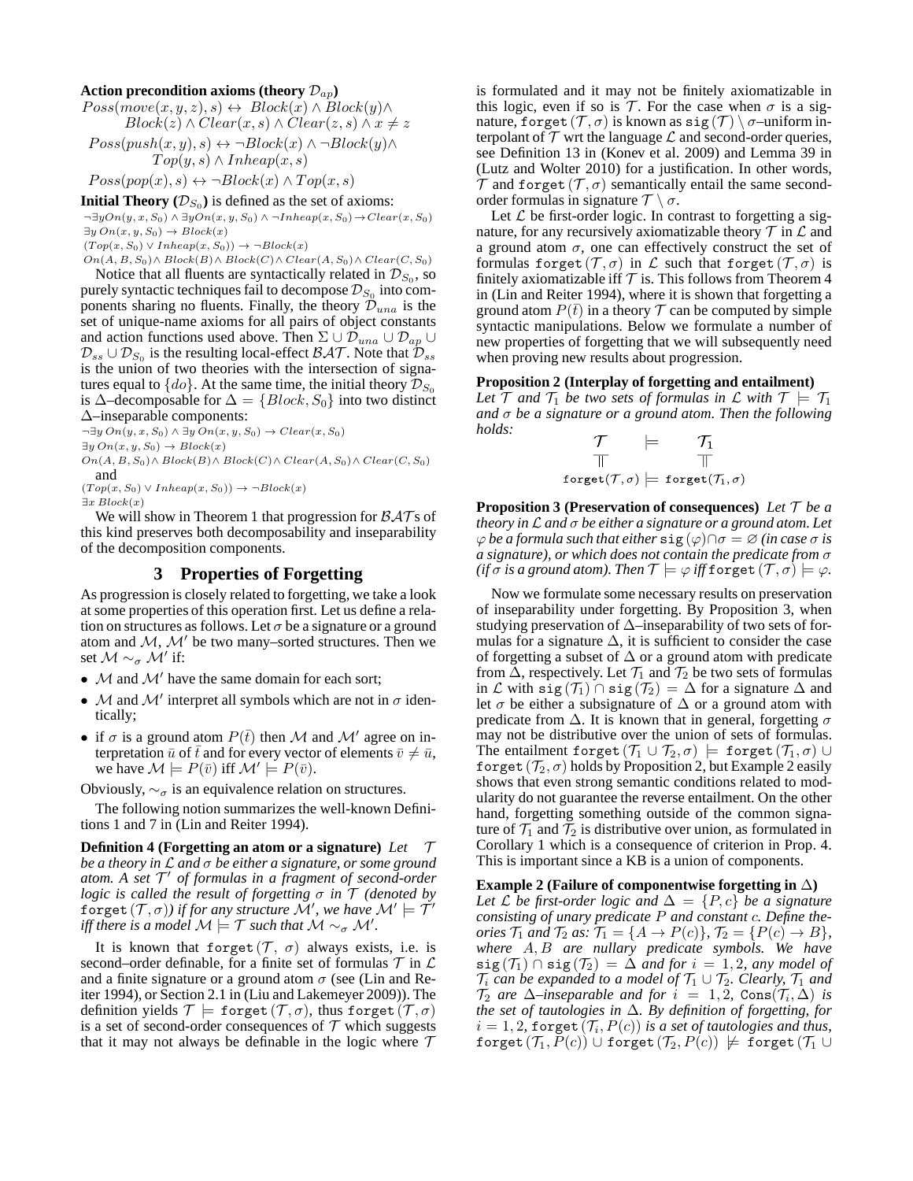**Action precondition axioms (theory $\mathcal{D}_{ap}$)**

$Poss(move(x,y,z),s) \leftrightarrow Block(x) \wedge Block(y) \wedge$
$\quad Block(z) \wedge Clear(x,s) \wedge Clear(z,s) \wedge x \neq z$

$Poss(push(x,y),s) \leftrightarrow \neg Block(x) \wedge \neg Block(y) \wedge$
$\quad Top(y,s) \wedge Inheap(x,s)$

$Poss(pop(x),s) \leftrightarrow \neg Block(x) \wedge Top(x,s)$

**Initial Theory ($\mathcal{D}_{S_0}$)** is defined as the set of axioms:

$\neg \exists y On(y,x,S_0) \wedge \exists y On(x,y,S_0) \wedge \neg Inheap(x,S_0) \rightarrow Clear(x,S_0)$
$\exists y\, On(x,y,S_0) \rightarrow Block(x)$
$(Top(x,S_0) \vee Inheap(x,S_0)) \rightarrow \neg Block(x)$
$On(A,B,S_0) \wedge Block(B) \wedge Block(C) \wedge Clear(A,S_0) \wedge Clear(C,S_0)$

Notice that all fluents are syntactically related in $\mathcal{D}_{S_0}$, so purely syntactic techniques fail to decompose $\mathcal{D}_{S_0}$ into components sharing no fluents. Finally, the theory $\mathcal{D}_{una}$ is the set of unique-name axioms for all pairs of object constants and action functions used above. Then $\Sigma \cup \mathcal{D}_{una} \cup \mathcal{D}_{ap} \cup \mathcal{D}_{ss} \cup \mathcal{D}_{S_0}$ is the resulting local-effect $\mathcal{BAT}$. Note that $\mathcal{D}_{ss}$ is the union of two theories with the intersection of signatures equal to $\{do\}$. At the same time, the initial theory $\mathcal{D}_{S_0}$ is $\Delta$–decomposable for $\Delta = \{Block, S_0\}$ into two distinct $\Delta$–inseparable components:

$\neg \exists y\, On(y,x,S_0) \wedge \exists y\, On(x,y,S_0) \rightarrow Clear(x,S_0)$
$\exists y\, On(x,y,S_0) \rightarrow Block(x)$
$On(A,B,S_0) \wedge Block(B) \wedge Block(C) \wedge Clear(A,S_0) \wedge Clear(C,S_0)$

and

$(Top(x,S_0) \vee Inheap(x,S_0)) \rightarrow \neg Block(x)$
$\exists x\, Block(x)$

We will show in Theorem 1 that progression for $\mathcal{BAT}$s of this kind preserves both decomposability and inseparability of the decomposition components.

## 3 Properties of Forgetting

As progression is closely related to forgetting, we take a look at some properties of this operation first. Let us define a relation on structures as follows. Let $\sigma$ be a signature or a ground atom and $\mathcal{M}$, $\mathcal{M}'$ be two many–sorted structures. Then we set $\mathcal{M} \sim_\sigma \mathcal{M}'$ if:

- $\mathcal{M}$ and $\mathcal{M}'$ have the same domain for each sort;
- $\mathcal{M}$ and $\mathcal{M}'$ interpret all symbols which are not in $\sigma$ identically;
- if $\sigma$ is a ground atom $P(\bar{t})$ then $\mathcal{M}$ and $\mathcal{M}'$ agree on interpretation $\bar{u}$ of $\bar{t}$ and for every vector of elements $\bar{v} \neq \bar{u}$, we have $\mathcal{M} \models P(\bar{v})$ iff $\mathcal{M}' \models P(\bar{v})$.

Obviously, $\sim_\sigma$ is an equivalence relation on structures.

The following notion summarizes the well-known Definitions 1 and 7 in (Lin and Reiter 1994).

**Definition 4 (Forgetting an atom or a signature)** *Let $\mathcal{T}$ be a theory in $\mathcal{L}$ and $\sigma$ be either a signature, or some ground atom. A set $\mathcal{T}'$ of formulas in a fragment of second-order logic is called the result of forgetting $\sigma$ in $\mathcal{T}$ (denoted by $\mathtt{forget}(\mathcal{T},\sigma)$) if for any structure $\mathcal{M}'$, we have $\mathcal{M}' \models \mathcal{T}'$ iff there is a model $\mathcal{M} \models \mathcal{T}$ such that $\mathcal{M} \sim_\sigma \mathcal{M}'$.*

It is known that $\mathtt{forget}(\mathcal{T}, \sigma)$ always exists, i.e. is second–order definable, for a finite set of formulas $\mathcal{T}$ in $\mathcal{L}$ and a finite signature or a ground atom $\sigma$ (see (Lin and Reiter 1994), or Section 2.1 in (Liu and Lakemeyer 2009)). The definition yields $\mathcal{T} \models \mathtt{forget}(\mathcal{T},\sigma)$, thus $\mathtt{forget}(\mathcal{T},\sigma)$ is a set of second-order consequences of $\mathcal{T}$ which suggests that it may not always be definable in the logic where $\mathcal{T}$ is formulated and it may not be finitely axiomatizable in this logic, even if so is $\mathcal{T}$. For the case when $\sigma$ is a signature, $\mathtt{forget}(\mathcal{T},\sigma)$ is known as $\mathtt{sig}(\mathcal{T}) \setminus \sigma$–uniform interpolant of $\mathcal{T}$ wrt the language $\mathcal{L}$ and second-order queries, see Definition 13 in (Konev et al. 2009) and Lemma 39 in (Lutz and Wolter 2010) for a justification. In other words, $\mathcal{T}$ and $\mathtt{forget}(\mathcal{T},\sigma)$ semantically entail the same second-order formulas in signature $\mathcal{T} \setminus \sigma$.

Let $\mathcal{L}$ be first-order logic. In contrast to forgetting a signature, for any recursively axiomatizable theory $\mathcal{T}$ in $\mathcal{L}$ and a ground atom $\sigma$, one can effectively construct the set of formulas $\mathtt{forget}(\mathcal{T},\sigma)$ in $\mathcal{L}$ such that $\mathtt{forget}(\mathcal{T},\sigma)$ is finitely axiomatizable iff $\mathcal{T}$ is. This follows from Theorem 4 in (Lin and Reiter 1994), where it is shown that forgetting a ground atom $P(\bar{t})$ in a theory $\mathcal{T}$ can be computed by simple syntactic manipulations. Below we formulate a number of new properties of forgetting that we will subsequently need when proving new results about progression.

**Proposition 2 (Interplay of forgetting and entailment)** *Let $\mathcal{T}$ and $\mathcal{T}_1$ be two sets of formulas in $\mathcal{L}$ with $\mathcal{T} \models \mathcal{T}_1$ and $\sigma$ be a signature or a ground atom. Then the following holds:*

$$\begin{array}{ccc} \mathcal{T} & \models & \mathcal{T}_1 \\ \Downarrow & & \Downarrow \\ \mathtt{forget}(\mathcal{T},\sigma) & \models & \mathtt{forget}(\mathcal{T}_1,\sigma) \end{array}$$

**Proposition 3 (Preservation of consequences)** *Let $\mathcal{T}$ be a theory in $\mathcal{L}$ and $\sigma$ be either a signature or a ground atom. Let $\varphi$ be a formula such that either $\mathtt{sig}(\varphi) \cap \sigma = \varnothing$ (in case $\sigma$ is a signature), or which does not contain the predicate from $\sigma$ (if $\sigma$ is a ground atom). Then $\mathcal{T} \models \varphi$ iff $\mathtt{forget}(\mathcal{T},\sigma) \models \varphi$.*

Now we formulate some necessary results on preservation of inseparability under forgetting. By Proposition 3, when studying preservation of $\Delta$–inseparability of two sets of formulas for a signature $\Delta$, it is sufficient to consider the case of forgetting a subset of $\Delta$ or a ground atom with predicate from $\Delta$, respectively. Let $\mathcal{T}_1$ and $\mathcal{T}_2$ be two sets of formulas in $\mathcal{L}$ with $\mathtt{sig}(\mathcal{T}_1) \cap \mathtt{sig}(\mathcal{T}_2) = \Delta$ for a signature $\Delta$ and let $\sigma$ be either a subsignature of $\Delta$ or a ground atom with predicate from $\Delta$. It is known that in general, forgetting $\sigma$ may not be distributive over the union of sets of formulas. The entailment $\mathtt{forget}(\mathcal{T}_1 \cup \mathcal{T}_2,\sigma) \models \mathtt{forget}(\mathcal{T}_1,\sigma) \cup \mathtt{forget}(\mathcal{T}_2,\sigma)$ holds by Proposition 2, but Example 2 easily shows that even strong semantic conditions related to modularity do not guarantee the reverse entailment. On the other hand, forgetting something outside of the common signature of $\mathcal{T}_1$ and $\mathcal{T}_2$ is distributive over union, as formulated in Corollary 1 which is a consequence of criterion in Prop. 4. This is important since a KB is a union of components.

**Example 2 (Failure of componentwise forgetting in $\Delta$)** *Let $\mathcal{L}$ be first-order logic and $\Delta = \{P, c\}$ be a signature consisting of unary predicate $P$ and constant $c$. Define theories $\mathcal{T}_1$ and $\mathcal{T}_2$ as: $\mathcal{T}_1 = \{A \rightarrow P(c)\}$, $\mathcal{T}_2 = \{P(c) \rightarrow B\}$, where $A, B$ are nullary predicate symbols. We have $\mathtt{sig}(\mathcal{T}_1) \cap \mathtt{sig}(\mathcal{T}_2) = \Delta$ and for $i = 1,2$, any model of $\mathcal{T}_i$ can be expanded to a model of $\mathcal{T}_1 \cup \mathcal{T}_2$. Clearly, $\mathcal{T}_1$ and $\mathcal{T}_2$ are $\Delta$–inseparable and for $i = 1,2$, $\mathtt{Cons}(\mathcal{T}_i,\Delta)$ is the set of tautologies in $\Delta$. By definition of forgetting, for $i = 1,2$, $\mathtt{forget}(\mathcal{T}_i, P(c))$ is a set of tautologies and thus, $\mathtt{forget}(\mathcal{T}_1, P(c)) \cup \mathtt{forget}(\mathcal{T}_2, P(c)) \not\models \mathtt{forget}(\mathcal{T}_1 \cup$*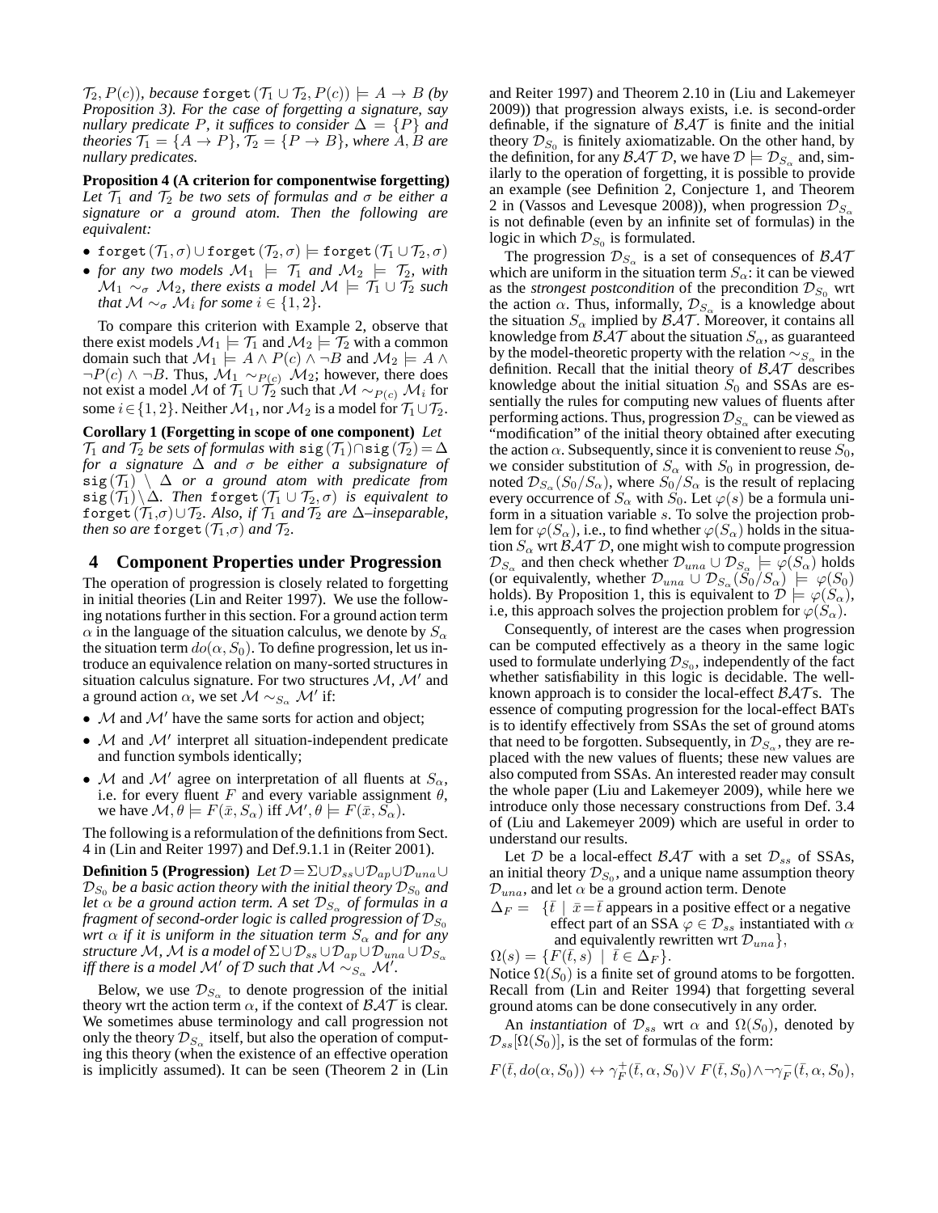$\mathcal{T}_2, P(c)$), *because* $\texttt{forget}(\mathcal{T}_1 \cup \mathcal{T}_2, P(c)) \models A \rightarrow B$ *(by Proposition 3). For the case of forgetting a signature, say nullary predicate $P$, it suffices to consider $\Delta = \{P\}$ and theories $\mathcal{T}_1 = \{A \rightarrow P\}$, $\mathcal{T}_2 = \{P \rightarrow B\}$, where $A, B$ are nullary predicates.*

**Proposition 4 (A criterion for componentwise forgetting)** *Let $\mathcal{T}_1$ and $\mathcal{T}_2$ be two sets of formulas and $\sigma$ be either a signature or a ground atom. Then the following are equivalent:*

- $\texttt{forget}(\mathcal{T}_1, \sigma) \cup \texttt{forget}(\mathcal{T}_2, \sigma) \models \texttt{forget}(\mathcal{T}_1 \cup \mathcal{T}_2, \sigma)$
- *for any two models $\mathcal{M}_1 \models \mathcal{T}_1$ and $\mathcal{M}_2 \models \mathcal{T}_2$, with $\mathcal{M}_1 \sim_\sigma \mathcal{M}_2$, there exists a model $\mathcal{M} \models \mathcal{T}_1 \cup \mathcal{T}_2$ such that $\mathcal{M} \sim_\sigma \mathcal{M}_i$ for some $i \in \{1, 2\}$.*

To compare this criterion with Example 2, observe that there exist models $\mathcal{M}_1 \models \mathcal{T}_1$ and $\mathcal{M}_2 \models \mathcal{T}_2$ with a common domain such that $\mathcal{M}_1 \models A \wedge P(c) \wedge \neg B$ and $\mathcal{M}_2 \models A \wedge \neg P(c) \wedge \neg B$. Thus, $\mathcal{M}_1 \sim_{P(c)} \mathcal{M}_2$; however, there does not exist a model $\mathcal{M}$ of $\mathcal{T}_1 \cup \mathcal{T}_2$ such that $\mathcal{M} \sim_{P(c)} \mathcal{M}_i$ for some $i \in \{1, 2\}$. Neither $\mathcal{M}_1$, nor $\mathcal{M}_2$ is a model for $\mathcal{T}_1 \cup \mathcal{T}_2$.

**Corollary 1 (Forgetting in scope of one component)** *Let $\mathcal{T}_1$ and $\mathcal{T}_2$ be sets of formulas with $\texttt{sig}(\mathcal{T}_1) \cap \texttt{sig}(\mathcal{T}_2) = \Delta$ for a signature $\Delta$ and $\sigma$ be either a subsignature of $\texttt{sig}(\mathcal{T}_1) \setminus \Delta$ or a ground atom with predicate from $\texttt{sig}(\mathcal{T}_1) \setminus \Delta$. Then $\texttt{forget}(\mathcal{T}_1 \cup \mathcal{T}_2, \sigma)$ is equivalent to $\texttt{forget}(\mathcal{T}_1, \sigma) \cup \mathcal{T}_2$. Also, if $\mathcal{T}_1$ and $\mathcal{T}_2$ are $\Delta$–inseparable, then so are $\texttt{forget}(\mathcal{T}_1, \sigma)$ and $\mathcal{T}_2$.*

## 4 Component Properties under Progression

The operation of progression is closely related to forgetting in initial theories (Lin and Reiter 1997). We use the following notations further in this section. For a ground action term $\alpha$ in the language of the situation calculus, we denote by $S_\alpha$ the situation term $do(\alpha, S_0)$. To define progression, let us introduce an equivalence relation on many-sorted structures in situation calculus signature. For two structures $\mathcal{M}$, $\mathcal{M}'$ and a ground action $\alpha$, we set $\mathcal{M} \sim_{S_\alpha} \mathcal{M}'$ if:

- $\mathcal{M}$ and $\mathcal{M}'$ have the same sorts for action and object;
- $\mathcal{M}$ and $\mathcal{M}'$ interpret all situation-independent predicate and function symbols identically;
- $\mathcal{M}$ and $\mathcal{M}'$ agree on interpretation of all fluents at $S_\alpha$, i.e. for every fluent $F$ and every variable assignment $\theta$, we have $\mathcal{M}, \theta \models F(\bar{x}, S_\alpha)$ iff $\mathcal{M}', \theta \models F(\bar{x}, S_\alpha)$.

The following is a reformulation of the definitions from Sect. 4 in (Lin and Reiter 1997) and Def.9.1.1 in (Reiter 2001).

**Definition 5 (Progression)** *Let $\mathcal{D} = \Sigma \cup \mathcal{D}_{ss} \cup \mathcal{D}_{ap} \cup \mathcal{D}_{una} \cup \mathcal{D}_{S_0}$ be a basic action theory with the initial theory $\mathcal{D}_{S_0}$ and let $\alpha$ be a ground action term. A set $\mathcal{D}_{S_\alpha}$ of formulas in a fragment of second-order logic is called progression of $\mathcal{D}_{S_0}$ wrt $\alpha$ if it is uniform in the situation term $S_\alpha$ and for any structure $\mathcal{M}$, $\mathcal{M}$ is a model of $\Sigma \cup \mathcal{D}_{ss} \cup \mathcal{D}_{ap} \cup \mathcal{D}_{una} \cup \mathcal{D}_{S_\alpha}$ iff there is a model $\mathcal{M}'$ of $\mathcal{D}$ such that $\mathcal{M} \sim_{S_\alpha} \mathcal{M}'$.*

Below, we use $\mathcal{D}_{S_\alpha}$ to denote progression of the initial theory wrt the action term $\alpha$, if the context of $\mathcal{BAT}$ is clear. We sometimes abuse terminology and call progression not only the theory $\mathcal{D}_{S_\alpha}$ itself, but also the operation of computing this theory (when the existence of an effective operation is implicitly assumed). It can be seen (Theorem 2 in (Lin and Reiter 1997) and Theorem 2.10 in (Liu and Lakemeyer 2009)) that progression always exists, i.e. is second-order definable, if the signature of $\mathcal{BAT}$ is finite and the initial theory $\mathcal{D}_{S_0}$ is finitely axiomatizable. On the other hand, by the definition, for any $\mathcal{BAT}$ $\mathcal{D}$, we have $\mathcal{D} \models \mathcal{D}_{S_\alpha}$ and, similarly to the operation of forgetting, it is possible to provide an example (see Definition 2, Conjecture 1, and Theorem 2 in (Vassos and Levesque 2008)), when progression $\mathcal{D}_{S_\alpha}$ is not definable (even by an infinite set of formulas) in the logic in which $\mathcal{D}_{S_0}$ is formulated.

The progression $\mathcal{D}_{S_\alpha}$ is a set of consequences of $\mathcal{BAT}$ which are uniform in the situation term $S_\alpha$: it can be viewed as the *strongest postcondition* of the precondition $\mathcal{D}_{S_0}$ wrt the action $\alpha$. Thus, informally, $\mathcal{D}_{S_\alpha}$ is a knowledge about the situation $S_\alpha$ implied by $\mathcal{BAT}$. Moreover, it contains all knowledge from $\mathcal{BAT}$ about the situation $S_\alpha$, as guaranteed by the model-theoretic property with the relation $\sim_{S_\alpha}$ in the definition. Recall that the initial theory of $\mathcal{BAT}$ describes knowledge about the initial situation $S_0$ and SSAs are essentially the rules for computing new values of fluents after performing actions. Thus, progression $\mathcal{D}_{S_\alpha}$ can be viewed as "modification" of the initial theory obtained after executing the action $\alpha$. Subsequently, since it is convenient to reuse $S_0$, we consider substitution of $S_\alpha$ with $S_0$ in progression, denoted $\mathcal{D}_{S_\alpha}(S_0/S_\alpha)$, where $S_0/S_\alpha$ is the result of replacing every occurrence of $S_\alpha$ with $S_0$. Let $\varphi(s)$ be a formula uniform in a situation variable $s$. To solve the projection problem for $\varphi(S_\alpha)$, i.e., to find whether $\varphi(S_\alpha)$ holds in the situation $S_\alpha$ wrt $\mathcal{BAT}$ $\mathcal{D}$, one might wish to compute progression $\mathcal{D}_{S_\alpha}$ and then check whether $\mathcal{D}_{una} \cup \mathcal{D}_{S_\alpha} \models \varphi(S_\alpha)$ holds (or equivalently, whether $\mathcal{D}_{una} \cup \mathcal{D}_{S_\alpha}(S_0/S_\alpha) \models \varphi(S_0)$ holds). By Proposition 1, this is equivalent to $\mathcal{D} \models \varphi(S_\alpha)$, i.e, this approach solves the projection problem for $\varphi(S_\alpha)$.

Consequently, of interest are the cases when progression can be computed effectively as a theory in the same logic used to formulate underlying $\mathcal{D}_{S_0}$, independently of the fact whether satisfiability in this logic is decidable. The well-known approach is to consider the local-effect $\mathcal{BAT}$s. The essence of computing progression for the local-effect BATs is to identify effectively from SSAs the set of ground atoms that need to be forgotten. Subsequently, in $\mathcal{D}_{S_\alpha}$, they are replaced with the new values of fluents; these new values are also computed from SSAs. An interested reader may consult the whole paper (Liu and Lakemeyer 2009), while here we introduce only those necessary constructions from Def. 3.4 of (Liu and Lakemeyer 2009) which are useful in order to understand our results.

Let $\mathcal{D}$ be a local-effect $\mathcal{BAT}$ with a set $\mathcal{D}_{ss}$ of SSAs, an initial theory $\mathcal{D}_{S_0}$, a unique name assumption theory $\mathcal{D}_{una}$, and let $\alpha$ be a ground action term. Denote

$\Delta_F = \{\bar{t} \mid \bar{x} = \bar{t}$ appears in a positive effect or a negative effect part of an SSA $\varphi \in \mathcal{D}_{ss}$ instantiated with $\alpha$ and equivalently rewritten wrt $\mathcal{D}_{una}\}$,

$\Omega(s) = \{F(\bar{t}, s) \mid \bar{t} \in \Delta_F\}$.

Notice $\Omega(S_0)$ is a finite set of ground atoms to be forgotten. Recall from (Lin and Reiter 1994) that forgetting several ground atoms can be done consecutively in any order.

An *instantiation* of $\mathcal{D}_{ss}$ wrt $\alpha$ and $\Omega(S_0)$, denoted by $\mathcal{D}_{ss}[\Omega(S_0)]$, is the set of formulas of the form:

$$F(\bar{t}, do(\alpha, S_0)) \leftrightarrow \gamma_F^+(\bar{t}, \alpha, S_0) \vee F(\bar{t}, S_0) \wedge \neg\gamma_F^-(\bar{t}, \alpha, S_0),$$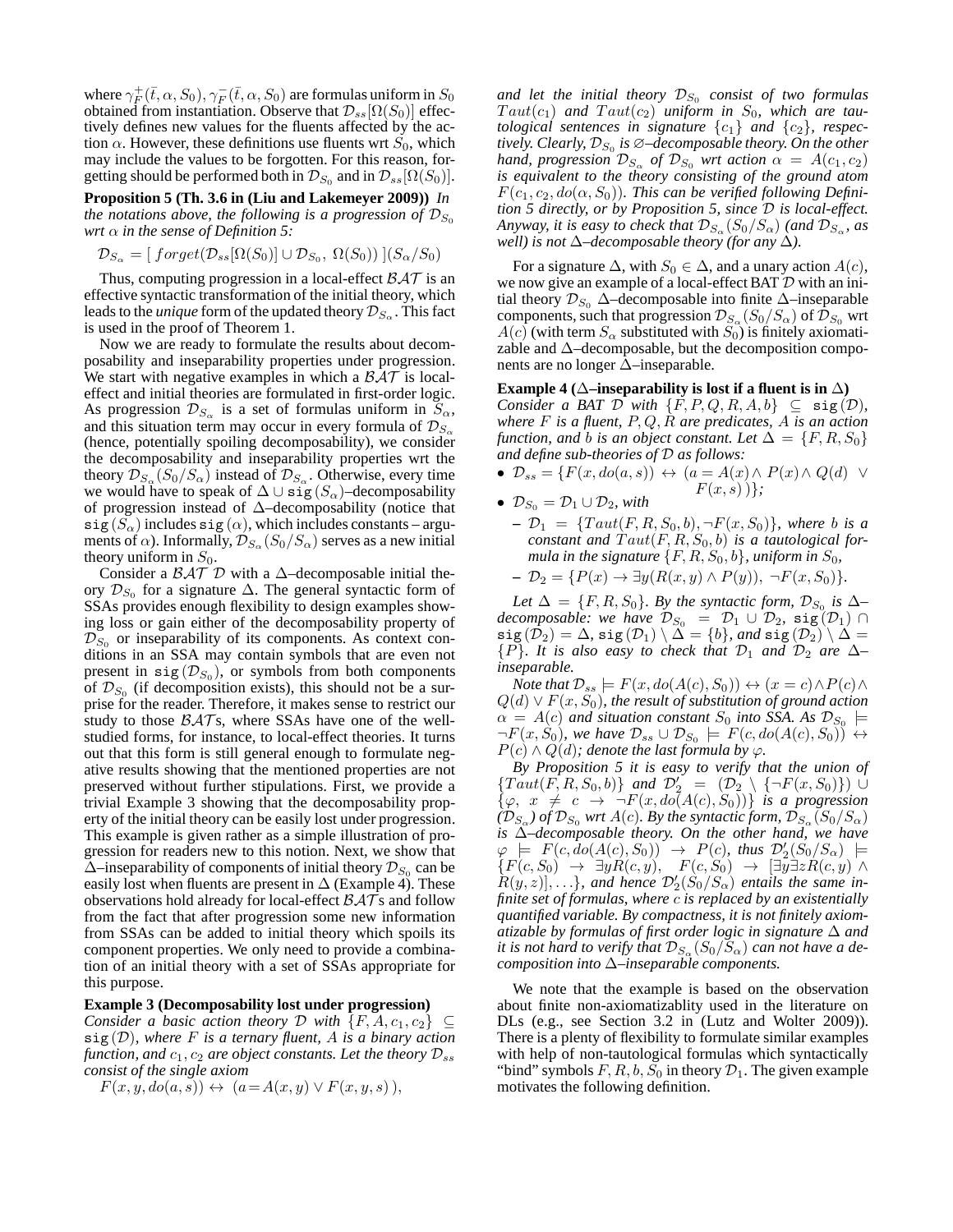where $\gamma_F^+(\bar{t}, \alpha, S_0), \gamma_F^-(\bar{t}, \alpha, S_0)$ are formulas uniform in $S_0$ obtained from instantiation. Observe that $\mathcal{D}_{ss}[\Omega(S_0)]$ effectively defines new values for the fluents affected by the action $\alpha$. However, these definitions use fluents wrt $S_0$, which may include the values to be forgotten. For this reason, forgetting should be performed both in $\mathcal{D}_{S_0}$ and in $\mathcal{D}_{ss}[\Omega(S_0)]$.

**Proposition 5 (Th. 3.6 in (Liu and Lakemeyer 2009))** *In the notations above, the following is a progression of $\mathcal{D}_{S_0}$ wrt $\alpha$ in the sense of Definition 5:*

$$\mathcal{D}_{S_\alpha} = [\, forget(\mathcal{D}_{ss}[\Omega(S_0)] \cup \mathcal{D}_{S_0},\ \Omega(S_0))\, ](S_\alpha/S_0)$$

Thus, computing progression in a local-effect $\mathcal{BAT}$ is an effective syntactic transformation of the initial theory, which leads to the *unique* form of the updated theory $\mathcal{D}_{S_\alpha}$. This fact is used in the proof of Theorem 1.

Now we are ready to formulate the results about decomposability and inseparability properties under progression. We start with negative examples in which a $\mathcal{BAT}$ is local-effect and initial theories are formulated in first-order logic. As progression $\mathcal{D}_{S_\alpha}$ is a set of formulas uniform in $S_\alpha$, and this situation term may occur in every formula of $\mathcal{D}_{S_\alpha}$ (hence, potentially spoiling decomposability), we consider the decomposability and inseparability properties wrt the theory $\mathcal{D}_{S_\alpha}(S_0/S_\alpha)$ instead of $\mathcal{D}_{S_\alpha}$. Otherwise, every time we would have to speak of $\Delta \cup \mathtt{sig}(S_\alpha)$–decomposability of progression instead of $\Delta$–decomposability (notice that $\mathtt{sig}(S_\alpha)$ includes $\mathtt{sig}(\alpha)$, which includes constants – arguments of $\alpha$). Informally, $\mathcal{D}_{S_\alpha}(S_0/S_\alpha)$ serves as a new initial theory uniform in $S_0$.

Consider a $\mathcal{BAT}$ $\mathcal{D}$ with a $\Delta$–decomposable initial theory $\mathcal{D}_{S_0}$ for a signature $\Delta$. The general syntactic form of SSAs provides enough flexibility to design examples showing loss or gain either of the decomposability property of $\mathcal{D}_{S_0}$ or inseparability of its components. As context conditions in an SSA may contain symbols that are even not present in $\mathtt{sig}(\mathcal{D}_{S_0})$, or symbols from both components of $\mathcal{D}_{S_0}$ (if decomposition exists), this should not be a surprise for the reader. Therefore, it makes sense to restrict our study to those $\mathcal{BAT}$s, where SSAs have one of the well-studied forms, for instance, to local-effect theories. It turns out that this form is still general enough to formulate negative results showing that the mentioned properties are not preserved without further stipulations. First, we provide a trivial Example 3 showing that the decomposability property of the initial theory can be easily lost under progression. This example is given rather as a simple illustration of progression for readers new to this notion. Next, we show that $\Delta$–inseparability of components of initial theory $\mathcal{D}_{S_0}$ can be easily lost when fluents are present in $\Delta$ (Example 4). These observations hold already for local-effect $\mathcal{BAT}$s and follow from the fact that after progression some new information from SSAs can be added to initial theory which spoils its component properties. We only need to provide a combination of an initial theory with a set of SSAs appropriate for this purpose.

**Example 3 (Decomposability lost under progression)** *Consider a basic action theory $\mathcal{D}$ with $\{F, A, c_1, c_2\} \subseteq \mathtt{sig}(\mathcal{D})$, where $F$ is a ternary fluent, $A$ is a binary action function, and $c_1, c_2$ are object constants. Let the theory $\mathcal{D}_{ss}$ consist of the single axiom*

$$F(x, y, do(a, s)) \leftrightarrow (a = A(x, y) \vee F(x, y, s)),$$

*and let the initial theory $\mathcal{D}_{S_0}$ consist of two formulas $Taut(c_1)$ and $Taut(c_2)$ uniform in $S_0$, which are tautological sentences in signature $\{c_1\}$ and $\{c_2\}$, respectively. Clearly, $\mathcal{D}_{S_0}$ is $\varnothing$–decomposable theory. On the other hand, progression $\mathcal{D}_{S_\alpha}$ of $\mathcal{D}_{S_0}$ wrt action $\alpha = A(c_1, c_2)$ is equivalent to the theory consisting of the ground atom $F(c_1, c_2, do(\alpha, S_0))$. This can be verified following Definition 5 directly, or by Proposition 5, since $\mathcal{D}$ is local-effect. Anyway, it is easy to check that $\mathcal{D}_{S_\alpha}(S_0/S_\alpha)$ (and $\mathcal{D}_{S_\alpha}$, as well) is not $\Delta$–decomposable theory (for any $\Delta$).*

For a signature $\Delta$, with $S_0 \in \Delta$, and a unary action $A(c)$, we now give an example of a local-effect BAT $\mathcal{D}$ with an initial theory $\mathcal{D}_{S_0}$ $\Delta$–decomposable into finite $\Delta$–inseparable components, such that progression $\mathcal{D}_{S_\alpha}(S_0/S_\alpha)$ of $\mathcal{D}_{S_0}$ wrt $A(c)$ (with term $S_\alpha$ substituted with $S_0$) is finitely axiomatizable and $\Delta$–decomposable, but the decomposition components are no longer $\Delta$–inseparable.

**Example 4 ($\Delta$–inseparability is lost if a fluent is in $\Delta$)** *Consider a BAT $\mathcal{D}$ with $\{F, P, Q, R, A, b\} \subseteq \mathtt{sig}(\mathcal{D})$, where $F$ is a fluent, $P, Q, R$ are predicates, $A$ is an action function, and $b$ is an object constant. Let $\Delta = \{F, R, S_0\}$ and define sub-theories of $\mathcal{D}$ as follows:*

- $\mathcal{D}_{ss} = \{F(x, do(a, s)) \leftrightarrow (a = A(x) \wedge P(x) \wedge Q(d) \ \vee F(x, s)\,)\}$*;*
- $\mathcal{D}_{S_0} = \mathcal{D}_1 \cup \mathcal{D}_2$*, with*
  - $\mathcal{D}_1 = \{Taut(F, R, S_0, b), \neg F(x, S_0)\}$*, where $b$ is a constant and $Taut(F, R, S_0, b)$ is a tautological formula in the signature $\{F, R, S_0, b\}$, uniform in $S_0$,*
  - $\mathcal{D}_2 = \{P(x) \to \exists y (R(x, y) \wedge P(y)),\ \neg F(x, S_0)\}$*.*

*Let $\Delta = \{F, R, S_0\}$. By the syntactic form, $\mathcal{D}_{S_0}$ is $\Delta$–decomposable: we have $\mathcal{D}_{S_0} = \mathcal{D}_1 \cup \mathcal{D}_2$, $\mathtt{sig}(\mathcal{D}_1) \cap \mathtt{sig}(\mathcal{D}_2) = \Delta$, $\mathtt{sig}(\mathcal{D}_1) \setminus \Delta = \{b\}$, and $\mathtt{sig}(\mathcal{D}_2) \setminus \Delta = \{P\}$. It is also easy to check that $\mathcal{D}_1$ and $\mathcal{D}_2$ are $\Delta$–inseparable.*

*Note that $\mathcal{D}_{ss} \models F(x, do(A(c), S_0)) \leftrightarrow (x = c) \wedge P(c) \wedge Q(d) \vee F(x, S_0)$, the result of substitution of ground action $\alpha = A(c)$ and situation constant $S_0$ into SSA. As $\mathcal{D}_{S_0} \models \neg F(x, S_0)$, we have $\mathcal{D}_{ss} \cup \mathcal{D}_{S_0} \models F(c, do(A(c), S_0)) \leftrightarrow P(c) \wedge Q(d)$; denote the last formula by $\varphi$.*

*By Proposition 5 it is easy to verify that the union of $\{Taut(F, R, S_0, b)\}$ and $\mathcal{D}_2' = (\mathcal{D}_2 \setminus \{\neg F(x, S_0)\}) \cup \{\varphi,\ x \neq c \to \neg F(x, do(A(c), S_0))\}$ is a progression $(\mathcal{D}_{S_\alpha})$ of $\mathcal{D}_{S_0}$ wrt $A(c)$. By the syntactic form, $\mathcal{D}_{S_\alpha}(S_0/S_\alpha)$ is $\Delta$–decomposable theory. On the other hand, we have $\varphi \models F(c, do(A(c), S_0)) \to P(c)$, thus $\mathcal{D}_2'(S_0/S_\alpha) \models \{F(c, S_0) \to \exists y R(c, y),\ \ F(c, S_0) \to [\exists y \exists z R(c, y) \wedge R(y, z)], \ldots\}$, and hence $\mathcal{D}_2'(S_0/S_\alpha)$ entails the same infinite set of formulas, where $c$ is replaced by an existentially quantified variable. By compactness, it is not finitely axiomatizable by formulas of first order logic in signature $\Delta$ and it is not hard to verify that $\mathcal{D}_{S_\alpha}(S_0/S_\alpha)$ can not have a decomposition into $\Delta$–inseparable components.*

We note that the example is based on the observation about finite non-axiomatizablity used in the literature on DLs (e.g., see Section 3.2 in (Lutz and Wolter 2009)). There is a plenty of flexibility to formulate similar examples with help of non-tautological formulas which syntactically "bind" symbols $F, R, b, S_0$ in theory $\mathcal{D}_1$. The given example motivates the following definition.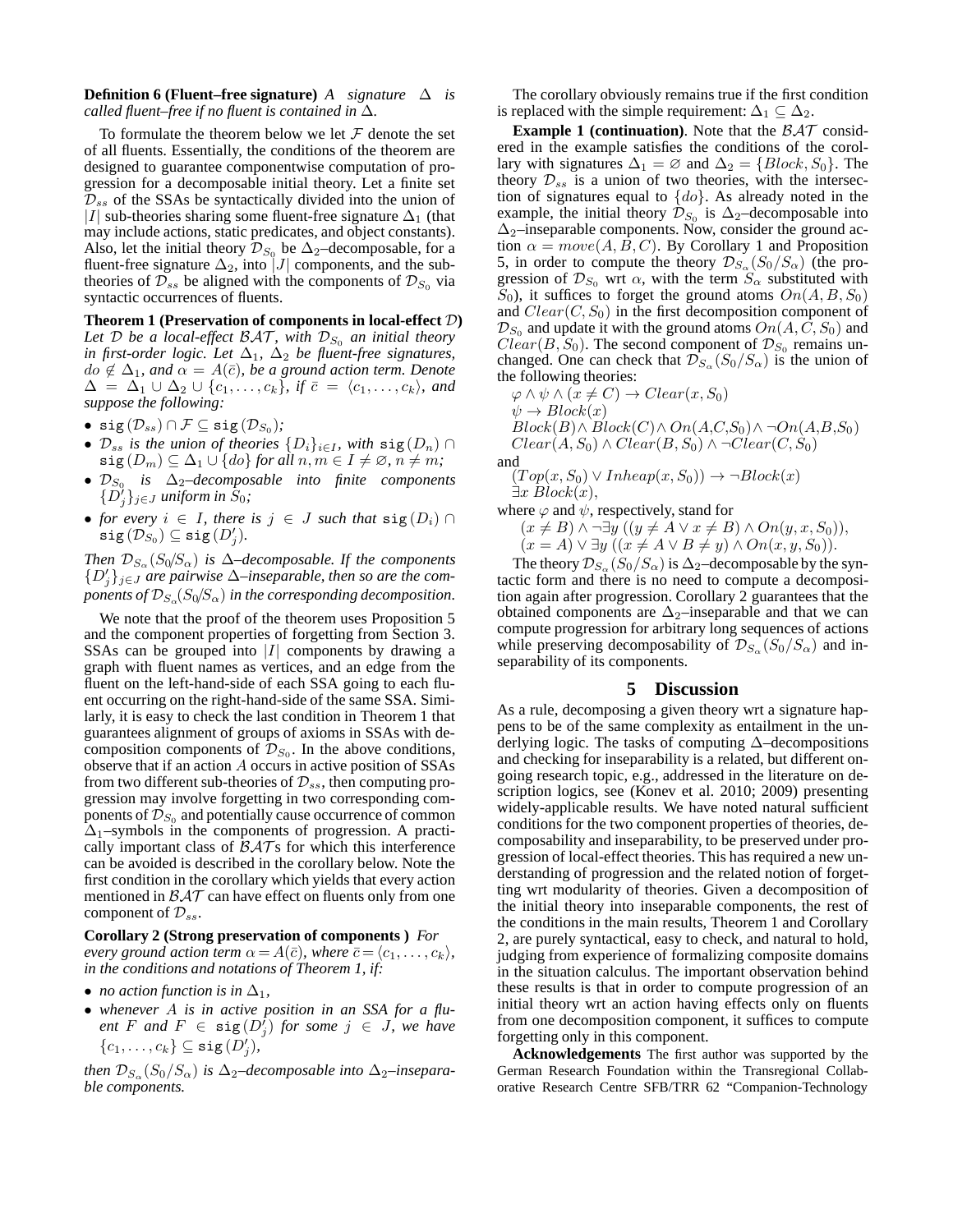**Definition 6 (Fluent–free signature)** *A signature $\Delta$ is called fluent–free if no fluent is contained in $\Delta$.*

To formulate the theorem below we let $\mathcal{F}$ denote the set of all fluents. Essentially, the conditions of the theorem are designed to guarantee componentwise computation of progression for a decomposable initial theory. Let a finite set $\mathcal{D}_{ss}$ of the SSAs be syntactically divided into the union of $|I|$ sub-theories sharing some fluent-free signature $\Delta_1$ (that may include actions, static predicates, and object constants). Also, let the initial theory $\mathcal{D}_{S_0}$ be $\Delta_2$–decomposable, for a fluent-free signature $\Delta_2$, into $|J|$ components, and the sub-theories of $\mathcal{D}_{ss}$ be aligned with the components of $\mathcal{D}_{S_0}$ via syntactic occurrences of fluents.

**Theorem 1 (Preservation of components in local-effect $\mathcal{D}$)** *Let $\mathcal{D}$ be a local-effect $\mathcal{BAT}$, with $\mathcal{D}_{S_0}$ an initial theory in first-order logic. Let $\Delta_1$, $\Delta_2$ be fluent-free signatures, $do \notin \Delta_1$, and $\alpha = A(\bar{c})$, be a ground action term. Denote $\Delta = \Delta_1 \cup \Delta_2 \cup \{c_1, \ldots, c_k\}$, if $\bar{c} = \langle c_1, \ldots, c_k \rangle$, and suppose the following:*

- $\mathtt{sig}(\mathcal{D}_{ss}) \cap \mathcal{F} \subseteq \mathtt{sig}(\mathcal{D}_{S_0})$*;*
- *$\mathcal{D}_{ss}$ is the union of theories $\{D_i\}_{i \in I}$, with $\mathtt{sig}(D_n) \cap \mathtt{sig}(D_m) \subseteq \Delta_1 \cup \{do\}$ for all $n, m \in I \neq \varnothing$, $n \neq m$;*
- *$\mathcal{D}_{S_0}$ is $\Delta_2$–decomposable into finite components $\{D'_j\}_{j \in J}$ uniform in $S_0$;*
- *for every $i \in I$, there is $j \in J$ such that $\mathtt{sig}(D_i) \cap \mathtt{sig}(\mathcal{D}_{S_0}) \subseteq \mathtt{sig}(D'_j)$.*

*Then $\mathcal{D}_{S_\alpha}(S_0/S_\alpha)$ is $\Delta$–decomposable. If the components $\{D'_j\}_{j \in J}$ are pairwise $\Delta$–inseparable, then so are the components of $\mathcal{D}_{S_\alpha}(S_0/S_\alpha)$ in the corresponding decomposition.*

We note that the proof of the theorem uses Proposition 5 and the component properties of forgetting from Section 3. SSAs can be grouped into $|I|$ components by drawing a graph with fluent names as vertices, and an edge from the fluent on the left-hand-side of each SSA going to each fluent occurring on the right-hand-side of the same SSA. Similarly, it is easy to check the last condition in Theorem 1 that guarantees alignment of groups of axioms in SSAs with decomposition components of $\mathcal{D}_{S_0}$. In the above conditions, observe that if an action $A$ occurs in active position of SSAs from two different sub-theories of $\mathcal{D}_{ss}$, then computing progression may involve forgetting in two corresponding components of $\mathcal{D}_{S_0}$ and potentially cause occurrence of common $\Delta_1$–symbols in the components of progression. A practically important class of $\mathcal{BAT}$s for which this interference can be avoided is described in the corollary below. Note the first condition in the corollary which yields that every action mentioned in $\mathcal{BAT}$ can have effect on fluents only from one component of $\mathcal{D}_{ss}$.

**Corollary 2 (Strong preservation of components )** *For every ground action term $\alpha = A(\bar{c})$, where $\bar{c} = \langle c_1, \ldots, c_k \rangle$, in the conditions and notations of Theorem 1, if:*

- *no action function is in $\Delta_1$,*
- *whenever $A$ is in active position in an SSA for a fluent $F$ and $F \in \mathtt{sig}(D'_j)$ for some $j \in J$, we have $\{c_1, \ldots, c_k\} \subseteq \mathtt{sig}(D'_j)$,*

*then $\mathcal{D}_{S_\alpha}(S_0/S_\alpha)$ is $\Delta_2$–decomposable into $\Delta_2$–inseparable components.*

The corollary obviously remains true if the first condition is replaced with the simple requirement: $\Delta_1 \subseteq \Delta_2$.

**Example 1 (continuation)**. Note that the $\mathcal{BAT}$ considered in the example satisfies the conditions of the corollary with signatures $\Delta_1 = \varnothing$ and $\Delta_2 = \{Block, S_0\}$. The theory $\mathcal{D}_{ss}$ is a union of two theories, with the intersection of signatures equal to $\{do\}$. As already noted in the example, the initial theory $\mathcal{D}_{S_0}$ is $\Delta_2$–decomposable into $\Delta_2$–inseparable components. Now, consider the ground action $\alpha = move(A, B, C)$. By Corollary 1 and Proposition 5, in order to compute the theory $\mathcal{D}_{S_\alpha}(S_0/S_\alpha)$ (the progression of $\mathcal{D}_{S_0}$ wrt $\alpha$, with the term $S_\alpha$ substituted with $S_0$), it suffices to forget the ground atoms $On(A, B, S_0)$ and $Clear(C, S_0)$ in the first decomposition component of $\mathcal{D}_{S_0}$ and update it with the ground atoms $On(A, C, S_0)$ and $Clear(B, S_0)$. The second component of $\mathcal{D}_{S_0}$ remains unchanged. One can check that $\mathcal{D}_{S_\alpha}(S_0/S_\alpha)$ is the union of the following theories:

$\varphi \wedge \psi \wedge (x \neq C) \rightarrow Clear(x, S_0)$
$\psi \rightarrow Block(x)$
$Block(B) \wedge Block(C) \wedge On(A,C,S_0) \wedge \neg On(A,B,S_0)$
$Clear(A, S_0) \wedge Clear(B, S_0) \wedge \neg Clear(C, S_0)$

and

$(Top(x, S_0) \vee Inheap(x, S_0)) \rightarrow \neg Block(x)$
$\exists x\, Block(x)$,

where $\varphi$ and $\psi$, respectively, stand for

$(x \neq B) \wedge \neg\exists y\, ((y \neq A \vee x \neq B) \wedge On(y, x, S_0))$,
$(x = A) \vee \exists y\, ((x \neq A \vee B \neq y) \wedge On(x, y, S_0))$.

The theory $\mathcal{D}_{S_\alpha}(S_0/S_\alpha)$ is $\Delta_2$–decomposable by the syntactic form and there is no need to compute a decomposition again after progression. Corollary 2 guarantees that the obtained components are $\Delta_2$–inseparable and that we can compute progression for arbitrary long sequences of actions while preserving decomposability of $\mathcal{D}_{S_\alpha}(S_0/S_\alpha)$ and inseparability of its components.

## 5 Discussion

As a rule, decomposing a given theory wrt a signature happens to be of the same complexity as entailment in the underlying logic. The tasks of computing $\Delta$–decompositions and checking for inseparability is a related, but different ongoing research topic, e.g., addressed in the literature on description logics, see (Konev et al. 2010; 2009) presenting widely-applicable results. We have noted natural sufficient conditions for the two component properties of theories, decomposability and inseparability, to be preserved under progression of local-effect theories. This has required a new understanding of progression and the related notion of forgetting wrt modularity of theories. Given a decomposition of the initial theory into inseparable components, the rest of the conditions in the main results, Theorem 1 and Corollary 2, are purely syntactical, easy to check, and natural to hold, judging from experience of formalizing composite domains in the situation calculus. The important observation behind these results is that in order to compute progression of an initial theory wrt an action having effects only on fluents from one decomposition component, it suffices to compute forgetting only in this component.

**Acknowledgements** The first author was supported by the German Research Foundation within the Transregional Collaborative Research Centre SFB/TRR 62 "Companion-Technology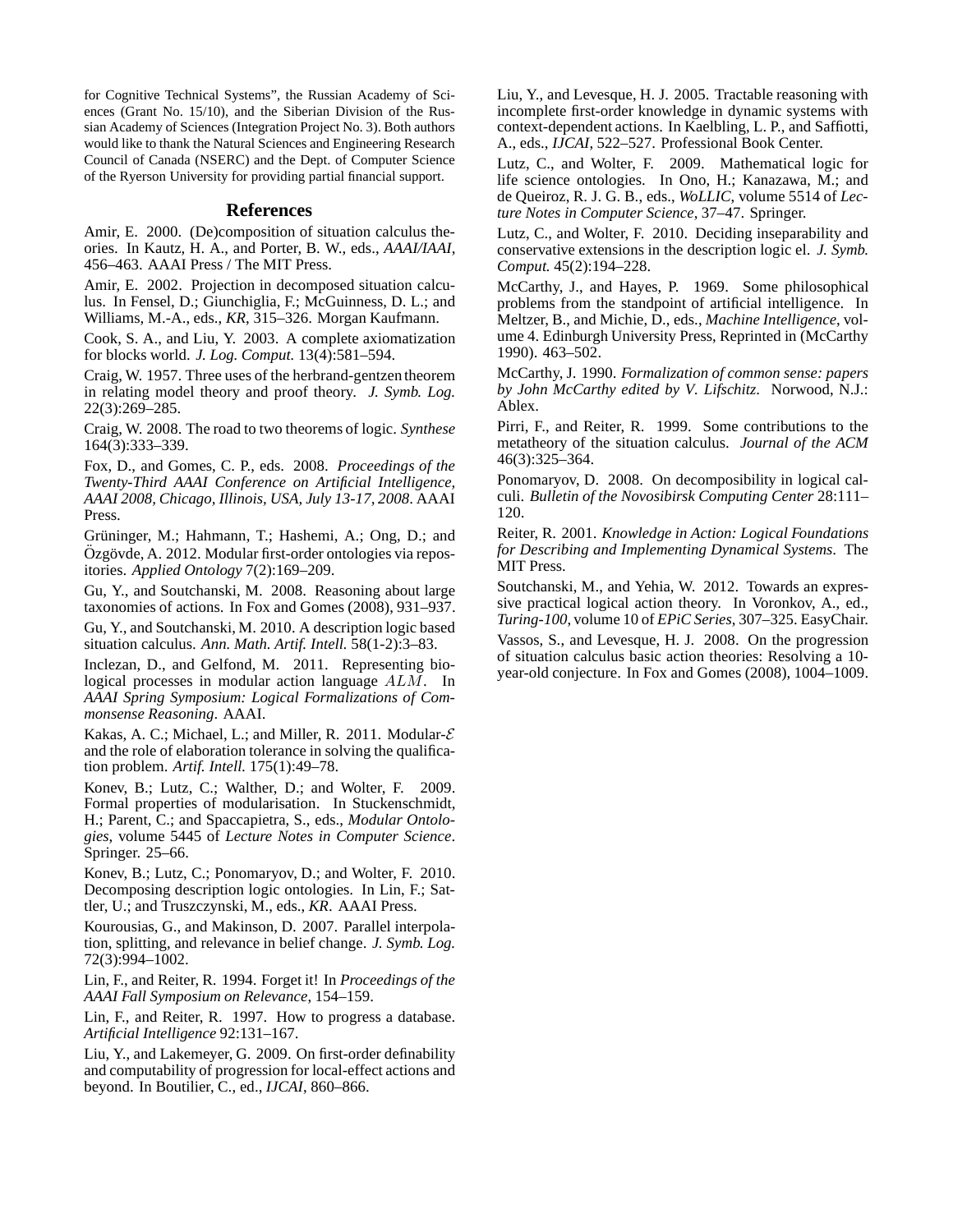for Cognitive Technical Systems", the Russian Academy of Sciences (Grant No. 15/10), and the Siberian Division of the Russian Academy of Sciences (Integration Project No. 3). Both authors would like to thank the Natural Sciences and Engineering Research Council of Canada (NSERC) and the Dept. of Computer Science of the Ryerson University for providing partial financial support.

## References

Amir, E. 2000. (De)composition of situation calculus theories. In Kautz, H. A., and Porter, B. W., eds., *AAAI/IAAI*, 456–463. AAAI Press / The MIT Press.

Amir, E. 2002. Projection in decomposed situation calculus. In Fensel, D.; Giunchiglia, F.; McGuinness, D. L.; and Williams, M.-A., eds., *KR*, 315–326. Morgan Kaufmann.

Cook, S. A., and Liu, Y. 2003. A complete axiomatization for blocks world. *J. Log. Comput.* 13(4):581–594.

Craig, W. 1957. Three uses of the herbrand-gentzen theorem in relating model theory and proof theory. *J. Symb. Log.* 22(3):269–285.

Craig, W. 2008. The road to two theorems of logic. *Synthese* 164(3):333–339.

Fox, D., and Gomes, C. P., eds. 2008. *Proceedings of the Twenty-Third AAAI Conference on Artificial Intelligence, AAAI 2008, Chicago, Illinois, USA, July 13-17, 2008*. AAAI Press.

Grüninger, M.; Hahmann, T.; Hashemi, A.; Ong, D.; and Özgövde, A. 2012. Modular first-order ontologies via repositories. *Applied Ontology* 7(2):169–209.

Gu, Y., and Soutchanski, M. 2008. Reasoning about large taxonomies of actions. In Fox and Gomes (2008), 931–937.

Gu, Y., and Soutchanski, M. 2010. A description logic based situation calculus. *Ann. Math. Artif. Intell.* 58(1-2):3–83.

Inclezan, D., and Gelfond, M. 2011. Representing biological processes in modular action language $ALM$. In *AAAI Spring Symposium: Logical Formalizations of Commonsense Reasoning*. AAAI.

Kakas, A. C.; Michael, L.; and Miller, R. 2011. Modular-$\mathcal{E}$ and the role of elaboration tolerance in solving the qualification problem. *Artif. Intell.* 175(1):49–78.

Konev, B.; Lutz, C.; Walther, D.; and Wolter, F. 2009. Formal properties of modularisation. In Stuckenschmidt, H.; Parent, C.; and Spaccapietra, S., eds., *Modular Ontologies*, volume 5445 of *Lecture Notes in Computer Science*. Springer. 25–66.

Konev, B.; Lutz, C.; Ponomaryov, D.; and Wolter, F. 2010. Decomposing description logic ontologies. In Lin, F.; Sattler, U.; and Truszczynski, M., eds., *KR*. AAAI Press.

Kourousias, G., and Makinson, D. 2007. Parallel interpolation, splitting, and relevance in belief change. *J. Symb. Log.* 72(3):994–1002.

Lin, F., and Reiter, R. 1994. Forget it! In *Proceedings of the AAAI Fall Symposium on Relevance*, 154–159.

Lin, F., and Reiter, R. 1997. How to progress a database. *Artificial Intelligence* 92:131–167.

Liu, Y., and Lakemeyer, G. 2009. On first-order definability and computability of progression for local-effect actions and beyond. In Boutilier, C., ed., *IJCAI*, 860–866.

Liu, Y., and Levesque, H. J. 2005. Tractable reasoning with incomplete first-order knowledge in dynamic systems with context-dependent actions. In Kaelbling, L. P., and Saffiotti, A., eds., *IJCAI*, 522–527. Professional Book Center.

Lutz, C., and Wolter, F. 2009. Mathematical logic for life science ontologies. In Ono, H.; Kanazawa, M.; and de Queiroz, R. J. G. B., eds., *WoLLIC*, volume 5514 of *Lecture Notes in Computer Science*, 37–47. Springer.

Lutz, C., and Wolter, F. 2010. Deciding inseparability and conservative extensions in the description logic el. *J. Symb. Comput.* 45(2):194–228.

McCarthy, J., and Hayes, P. 1969. Some philosophical problems from the standpoint of artificial intelligence. In Meltzer, B., and Michie, D., eds., *Machine Intelligence*, volume 4. Edinburgh University Press, Reprinted in (McCarthy 1990). 463–502.

McCarthy, J. 1990. *Formalization of common sense: papers by John McCarthy edited by V. Lifschitz*. Norwood, N.J.: Ablex.

Pirri, F., and Reiter, R. 1999. Some contributions to the metatheory of the situation calculus. *Journal of the ACM* 46(3):325–364.

Ponomaryov, D. 2008. On decomposibility in logical calculi. *Bulletin of the Novosibirsk Computing Center* 28:111–120.

Reiter, R. 2001. *Knowledge in Action: Logical Foundations for Describing and Implementing Dynamical Systems*. The MIT Press.

Soutchanski, M., and Yehia, W. 2012. Towards an expressive practical logical action theory. In Voronkov, A., ed., *Turing-100*, volume 10 of *EPiC Series*, 307–325. EasyChair.

Vassos, S., and Levesque, H. J. 2008. On the progression of situation calculus basic action theories: Resolving a 10-year-old conjecture. In Fox and Gomes (2008), 1004–1009.